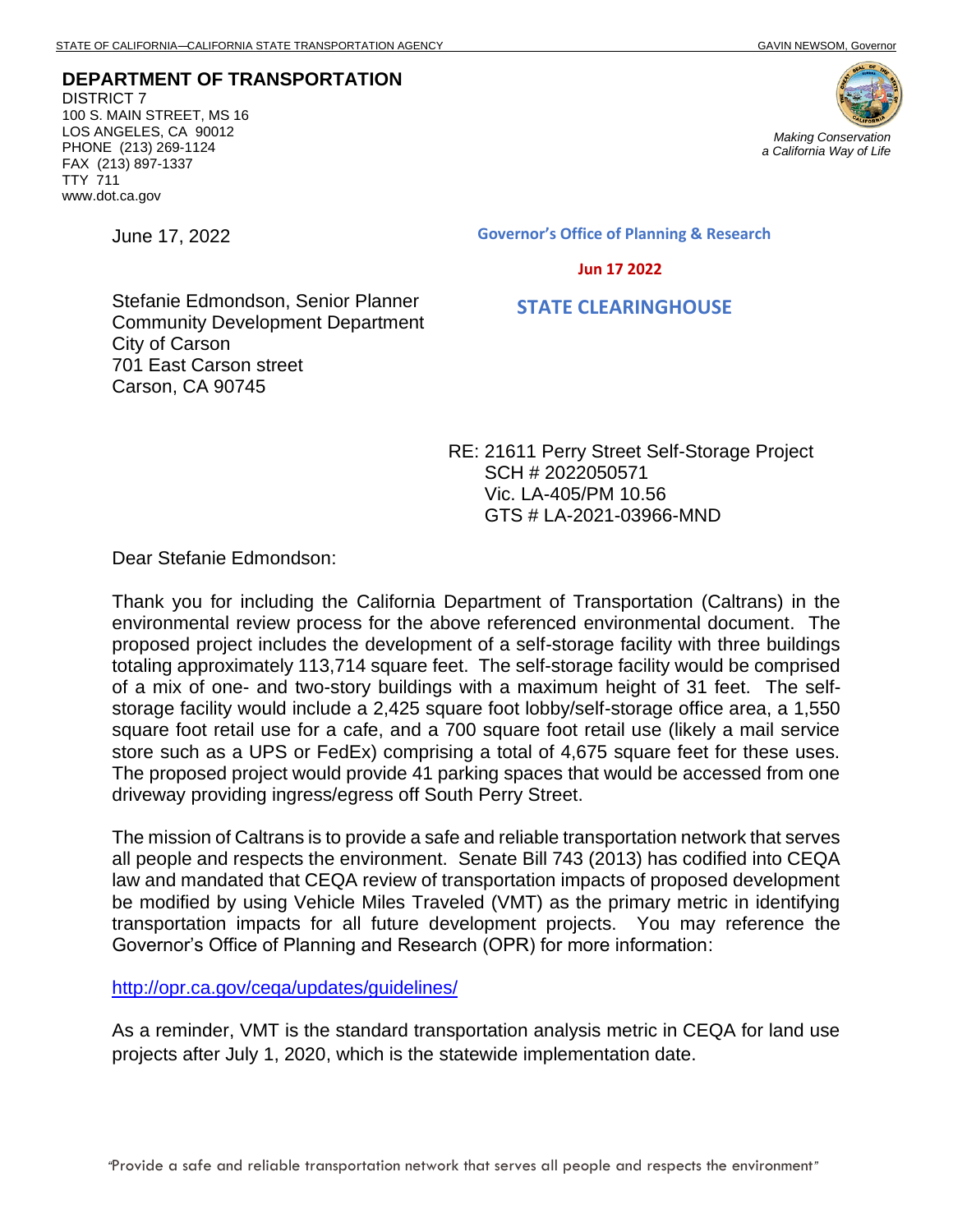STATE OF CALIFORNIA—CALIFORNIA STATE TRANSPORTATION AGENCY GAVIN NEWSOM, Governor

**DEPARTMENT OF TRANSPORTATION**
DISTRICT 7
100 S. MAIN STREET, MS 16
LOS ANGELES, CA 90012
PHONE (213) 269-1124
FAX (213) 897-1337
TTY 711
www.dot.ca.gov

*Making Conservation a California Way of Life*

June 17, 2022

Governor's Office of Planning & Research

Jun 17 2022

STATE CLEARINGHOUSE

Stefanie Edmondson, Senior Planner
Community Development Department
City of Carson
701 East Carson street
Carson, CA 90745

RE: 21611 Perry Street Self-Storage Project
SCH # 2022050571
Vic. LA-405/PM 10.56
GTS # LA-2021-03966-MND

Dear Stefanie Edmondson:

Thank you for including the California Department of Transportation (Caltrans) in the environmental review process for the above referenced environmental document. The proposed project includes the development of a self-storage facility with three buildings totaling approximately 113,714 square feet. The self-storage facility would be comprised of a mix of one- and two-story buildings with a maximum height of 31 feet. The self-storage facility would include a 2,425 square foot lobby/self-storage office area, a 1,550 square foot retail use for a cafe, and a 700 square foot retail use (likely a mail service store such as a UPS or FedEx) comprising a total of 4,675 square feet for these uses. The proposed project would provide 41 parking spaces that would be accessed from one driveway providing ingress/egress off South Perry Street.

The mission of Caltrans is to provide a safe and reliable transportation network that serves all people and respects the environment. Senate Bill 743 (2013) has codified into CEQA law and mandated that CEQA review of transportation impacts of proposed development be modified by using Vehicle Miles Traveled (VMT) as the primary metric in identifying transportation impacts for all future development projects. You may reference the Governor's Office of Planning and Research (OPR) for more information:

http://opr.ca.gov/ceqa/updates/guidelines/

As a reminder, VMT is the standard transportation analysis metric in CEQA for land use projects after July 1, 2020, which is the statewide implementation date.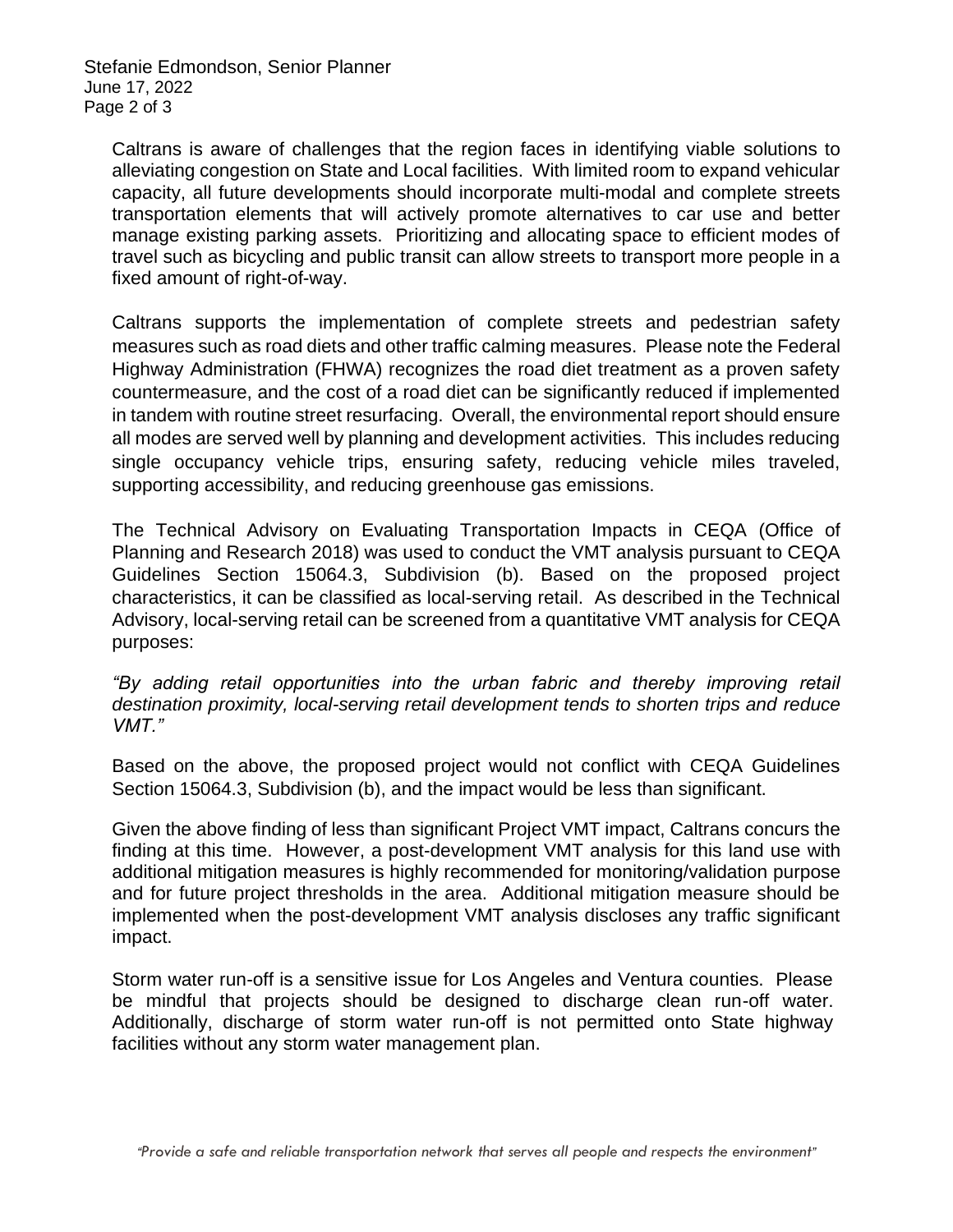Caltrans is aware of challenges that the region faces in identifying viable solutions to alleviating congestion on State and Local facilities. With limited room to expand vehicular capacity, all future developments should incorporate multi-modal and complete streets transportation elements that will actively promote alternatives to car use and better manage existing parking assets. Prioritizing and allocating space to efficient modes of travel such as bicycling and public transit can allow streets to transport more people in a fixed amount of right-of-way.

Caltrans supports the implementation of complete streets and pedestrian safety measures such as road diets and other traffic calming measures. Please note the Federal Highway Administration (FHWA) recognizes the road diet treatment as a proven safety countermeasure, and the cost of a road diet can be significantly reduced if implemented in tandem with routine street resurfacing. Overall, the environmental report should ensure all modes are served well by planning and development activities. This includes reducing single occupancy vehicle trips, ensuring safety, reducing vehicle miles traveled, supporting accessibility, and reducing greenhouse gas emissions.

The Technical Advisory on Evaluating Transportation Impacts in CEQA (Office of Planning and Research 2018) was used to conduct the VMT analysis pursuant to CEQA Guidelines Section 15064.3, Subdivision (b). Based on the proposed project characteristics, it can be classified as local-serving retail. As described in the Technical Advisory, local-serving retail can be screened from a quantitative VMT analysis for CEQA purposes:

*"By adding retail opportunities into the urban fabric and thereby improving retail destination proximity, local-serving retail development tends to shorten trips and reduce VMT."*

Based on the above, the proposed project would not conflict with CEQA Guidelines Section 15064.3, Subdivision (b), and the impact would be less than significant.

Given the above finding of less than significant Project VMT impact, Caltrans concurs the finding at this time. However, a post-development VMT analysis for this land use with additional mitigation measures is highly recommended for monitoring/validation purpose and for future project thresholds in the area. Additional mitigation measure should be implemented when the post-development VMT analysis discloses any traffic significant impact.

Storm water run-off is a sensitive issue for Los Angeles and Ventura counties. Please be mindful that projects should be designed to discharge clean run-off water. Additionally, discharge of storm water run-off is not permitted onto State highway facilities without any storm water management plan.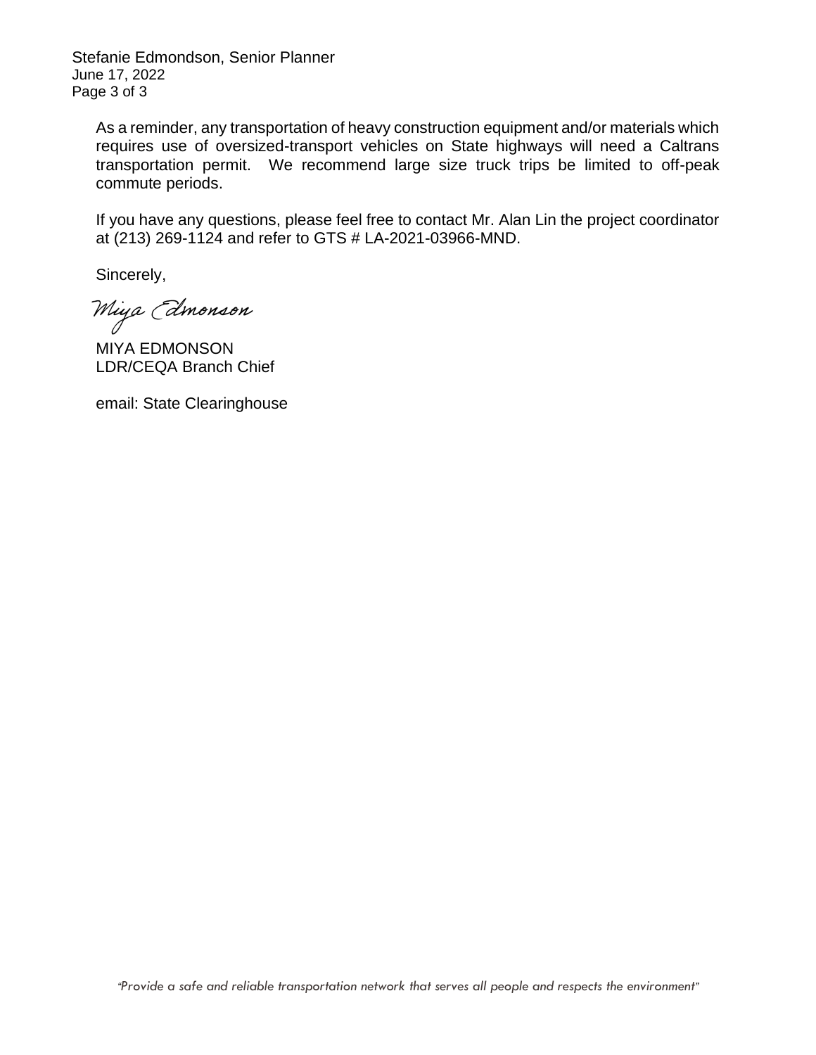As a reminder, any transportation of heavy construction equipment and/or materials which requires use of oversized-transport vehicles on State highways will need a Caltrans transportation permit. We recommend large size truck trips be limited to off-peak commute periods.

If you have any questions, please feel free to contact Mr. Alan Lin the project coordinator at (213) 269-1124 and refer to GTS # LA-2021-03966-MND.

Sincerely,

*Miya Edmonson*

MIYA EDMONSON
LDR/CEQA Branch Chief

email: State Clearinghouse

*"Provide a safe and reliable transportation network that serves all people and respects the environment"*